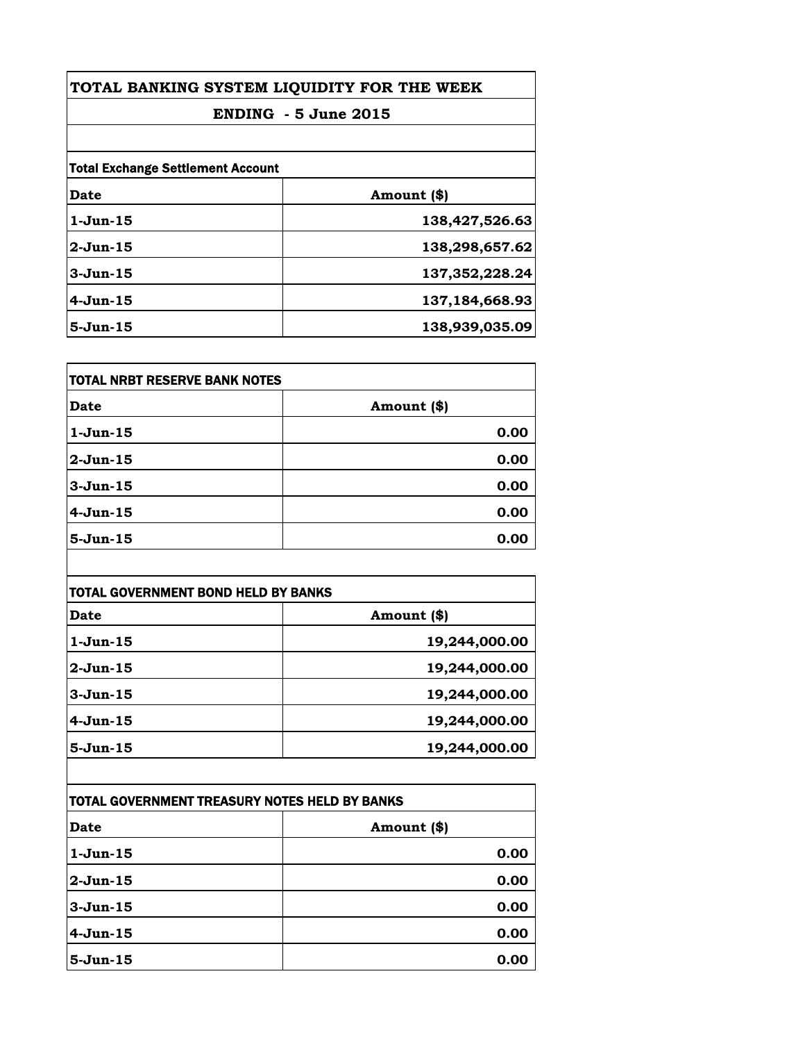# TOTAL BANKING SYSTEM LIQUIDITY FOR THE WEEK

## ENDING - 5 June 2015

**Total Exchange Settlement Account**

| Date | Amount ($) |
|---|---:|
| 1-Jun-15 | 138,427,526.63 |
| 2-Jun-15 | 138,298,657.62 |
| 3-Jun-15 | 137,352,228.24 |
| 4-Jun-15 | 137,184,668.93 |
| 5-Jun-15 | 138,939,035.09 |

**TOTAL NRBT RESERVE BANK NOTES**

| Date | Amount ($) |
|---|---:|
| 1-Jun-15 | 0.00 |
| 2-Jun-15 | 0.00 |
| 3-Jun-15 | 0.00 |
| 4-Jun-15 | 0.00 |
| 5-Jun-15 | 0.00 |

**TOTAL GOVERNMENT BOND HELD BY BANKS**

| Date | Amount ($) |
|---|---:|
| 1-Jun-15 | 19,244,000.00 |
| 2-Jun-15 | 19,244,000.00 |
| 3-Jun-15 | 19,244,000.00 |
| 4-Jun-15 | 19,244,000.00 |
| 5-Jun-15 | 19,244,000.00 |

**TOTAL GOVERNMENT TREASURY NOTES HELD BY BANKS**

| Date | Amount ($) |
|---|---:|
| 1-Jun-15 | 0.00 |
| 2-Jun-15 | 0.00 |
| 3-Jun-15 | 0.00 |
| 4-Jun-15 | 0.00 |
| 5-Jun-15 | 0.00 |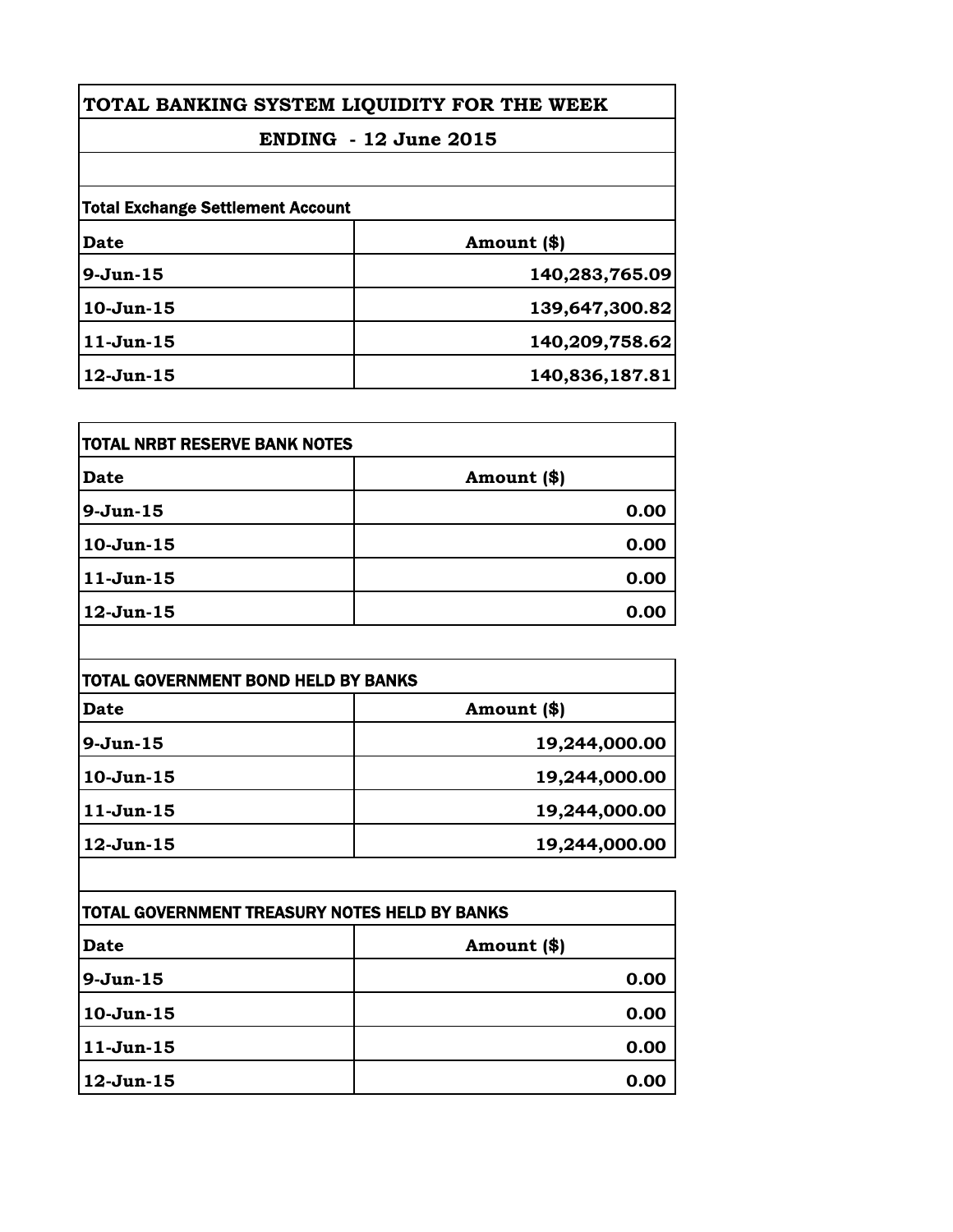# TOTAL BANKING SYSTEM LIQUIDITY FOR THE WEEK

## ENDING - 12 June 2015

**Total Exchange Settlement Account**

| Date | Amount ($) |
|---|---|
| 9-Jun-15 | 140,283,765.09 |
| 10-Jun-15 | 139,647,300.82 |
| 11-Jun-15 | 140,209,758.62 |
| 12-Jun-15 | 140,836,187.81 |

**TOTAL NRBT RESERVE BANK NOTES**

| Date | Amount ($) |
|---|---|
| 9-Jun-15 | 0.00 |
| 10-Jun-15 | 0.00 |
| 11-Jun-15 | 0.00 |
| 12-Jun-15 | 0.00 |

**TOTAL GOVERNMENT BOND HELD BY BANKS**

| Date | Amount ($) |
|---|---|
| 9-Jun-15 | 19,244,000.00 |
| 10-Jun-15 | 19,244,000.00 |
| 11-Jun-15 | 19,244,000.00 |
| 12-Jun-15 | 19,244,000.00 |

**TOTAL GOVERNMENT TREASURY NOTES HELD BY BANKS**

| Date | Amount ($) |
|---|---|
| 9-Jun-15 | 0.00 |
| 10-Jun-15 | 0.00 |
| 11-Jun-15 | 0.00 |
| 12-Jun-15 | 0.00 |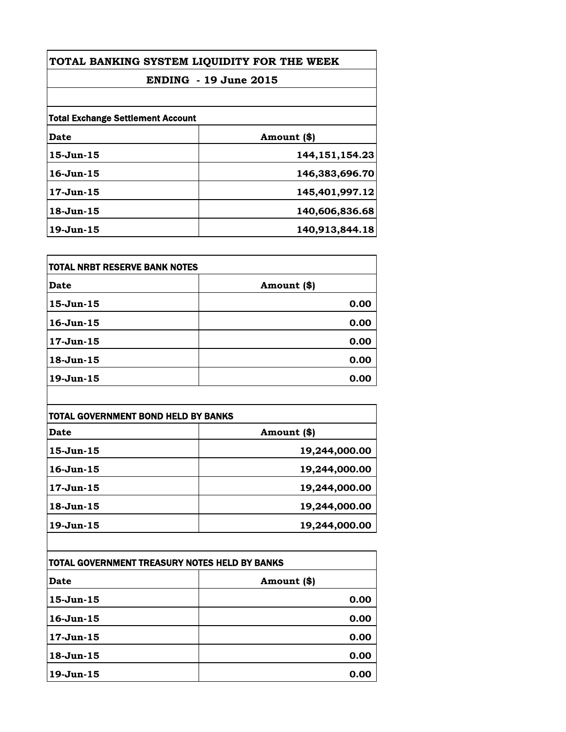# TOTAL BANKING SYSTEM LIQUIDITY FOR THE WEEK

## ENDING - 19 June 2015

**Total Exchange Settlement Account**

| Date | Amount ($) |
|---|---|
| 15-Jun-15 | 144,151,154.23 |
| 16-Jun-15 | 146,383,696.70 |
| 17-Jun-15 | 145,401,997.12 |
| 18-Jun-15 | 140,606,836.68 |
| 19-Jun-15 | 140,913,844.18 |

**TOTAL NRBT RESERVE BANK NOTES**

| Date | Amount ($) |
|---|---|
| 15-Jun-15 | 0.00 |
| 16-Jun-15 | 0.00 |
| 17-Jun-15 | 0.00 |
| 18-Jun-15 | 0.00 |
| 19-Jun-15 | 0.00 |

**TOTAL GOVERNMENT BOND HELD BY BANKS**

| Date | Amount ($) |
|---|---|
| 15-Jun-15 | 19,244,000.00 |
| 16-Jun-15 | 19,244,000.00 |
| 17-Jun-15 | 19,244,000.00 |
| 18-Jun-15 | 19,244,000.00 |
| 19-Jun-15 | 19,244,000.00 |

**TOTAL GOVERNMENT TREASURY NOTES HELD BY BANKS**

| Date | Amount ($) |
|---|---|
| 15-Jun-15 | 0.00 |
| 16-Jun-15 | 0.00 |
| 17-Jun-15 | 0.00 |
| 18-Jun-15 | 0.00 |
| 19-Jun-15 | 0.00 |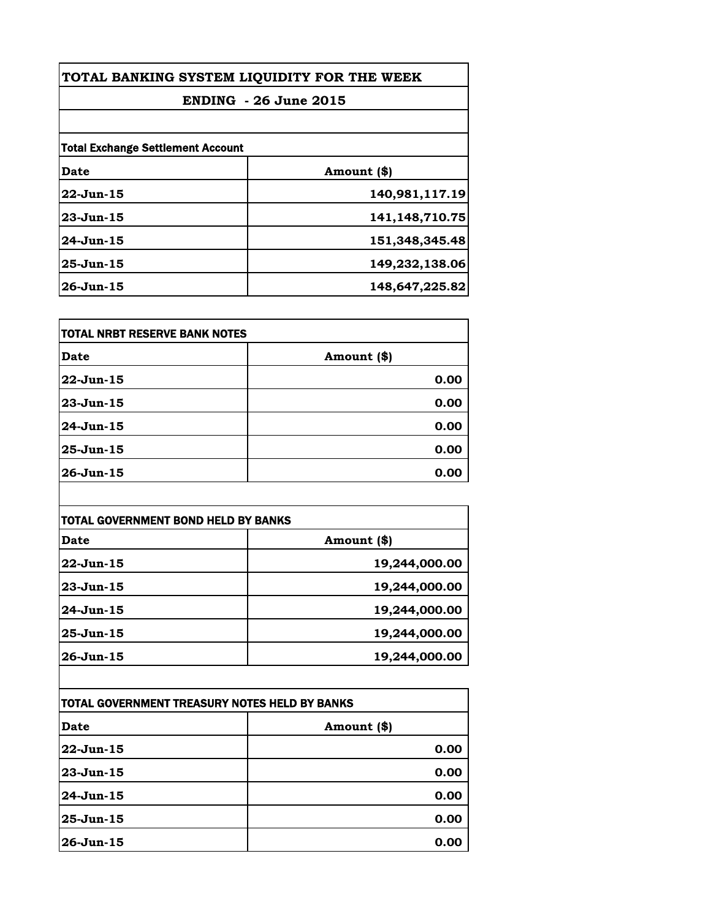# TOTAL BANKING SYSTEM LIQUIDITY FOR THE WEEK

## ENDING - 26 June 2015

**Total Exchange Settlement Account**

| Date | Amount ($) |
|---|---|
| 22-Jun-15 | 140,981,117.19 |
| 23-Jun-15 | 141,148,710.75 |
| 24-Jun-15 | 151,348,345.48 |
| 25-Jun-15 | 149,232,138.06 |
| 26-Jun-15 | 148,647,225.82 |

**TOTAL NRBT RESERVE BANK NOTES**

| Date | Amount ($) |
|---|---|
| 22-Jun-15 | 0.00 |
| 23-Jun-15 | 0.00 |
| 24-Jun-15 | 0.00 |
| 25-Jun-15 | 0.00 |
| 26-Jun-15 | 0.00 |

**TOTAL GOVERNMENT BOND HELD BY BANKS**

| Date | Amount ($) |
|---|---|
| 22-Jun-15 | 19,244,000.00 |
| 23-Jun-15 | 19,244,000.00 |
| 24-Jun-15 | 19,244,000.00 |
| 25-Jun-15 | 19,244,000.00 |
| 26-Jun-15 | 19,244,000.00 |

**TOTAL GOVERNMENT TREASURY NOTES HELD BY BANKS**

| Date | Amount ($) |
|---|---|
| 22-Jun-15 | 0.00 |
| 23-Jun-15 | 0.00 |
| 24-Jun-15 | 0.00 |
| 25-Jun-15 | 0.00 |
| 26-Jun-15 | 0.00 |